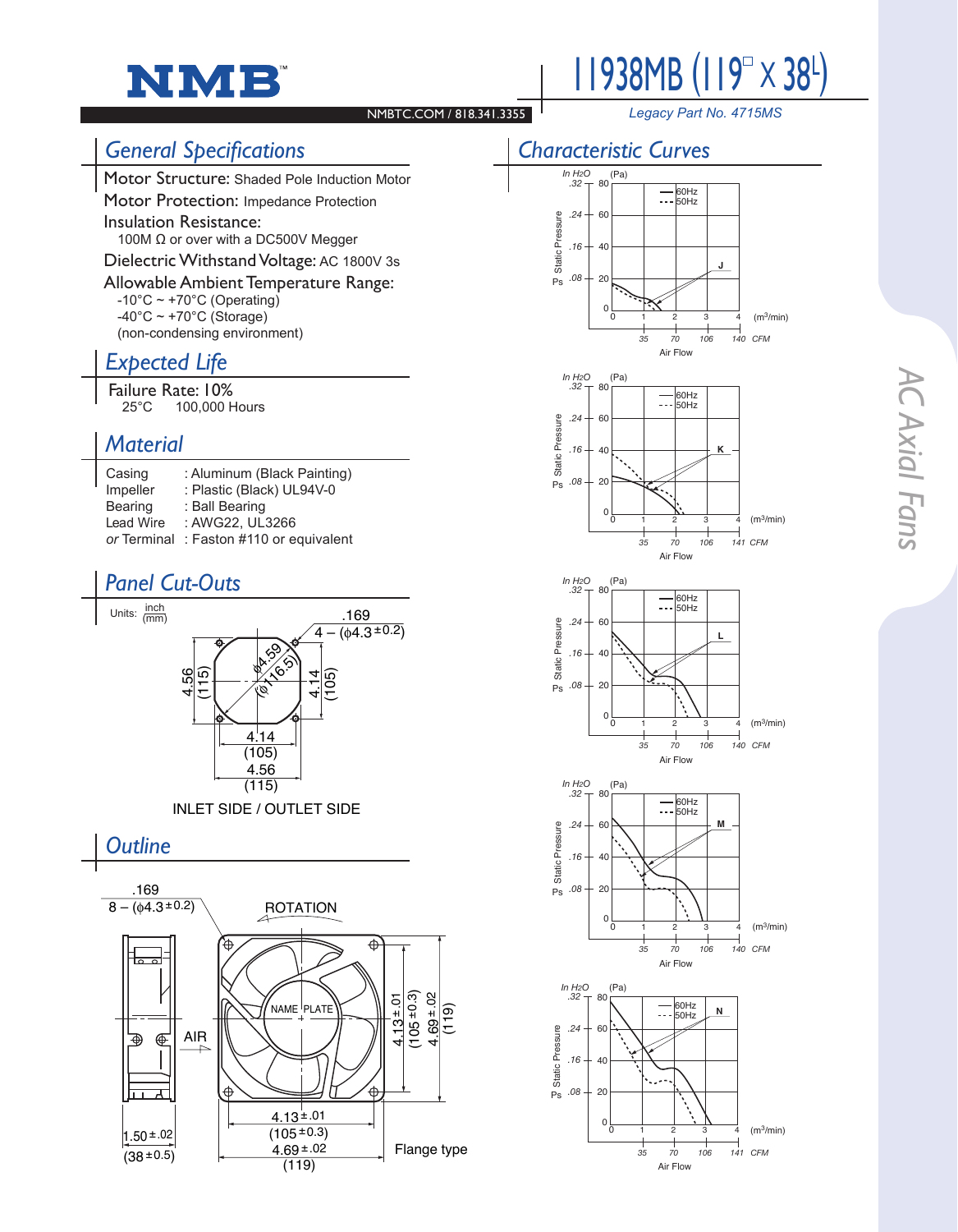# NMB

NMBTC.COM / 818.341.3355

# 11938MB (119□ x 38L)

*Legacy Part No. 4715MS*

## General Specifications

Motor Structure: Shaded Pole Induction Motor

Motor Protection: Impedance Protection

Insulation Resistance:
100M Ω or over with a DC500V Megger

Dielectric Withstand Voltage: AC 1800V 3s

Allowable Ambient Temperature Range:
-10°C ~ +70°C (Operating)
-40°C ~ +70°C (Storage)
(non-condensing environment)

## Expected Life

Failure Rate: 10%
25°C 100,000 Hours

## Material

| | |
|---|---|
| Casing | : Aluminum (Black Painting) |
| Impeller | : Plastic (Black) UL94V-0 |
| Bearing | : Ball Bearing |
| Lead Wire | : AWG22, UL3266 |
| *or* Terminal | : Faston #110 or equivalent |

## Panel Cut-Outs

Units: inch (mm)

.169
4 – (φ4.3±0.2)

φ4.59 (φ116.5)

4.56 (115)

4.14 (105)

4.14 (105)

4.56 (115)

INLET SIDE / OUTLET SIDE

## Outline

.169
8 – (φ4.3±0.2)

ROTATION

NAME PLATE

AIR

1.50±.02 (38±0.5)

4.13±.01 (105±0.3)

4.69±.02 (119)

4.13±.01 (105±0.3)

4.69±.02 (119)

Flange type

## Characteristic Curves

Static Pressure Ps: In $H_2O$ / (Pa) — .08 (20), .16 (40), .24 (60), .32 (80)

Air Flow: ($m^3$/min) 0, 1, 2, 3, 4 — CFM 35, 70, 106, 140

— 60Hz
--- 50Hz

Curves: J, K, L, M, N

AC Axial Fans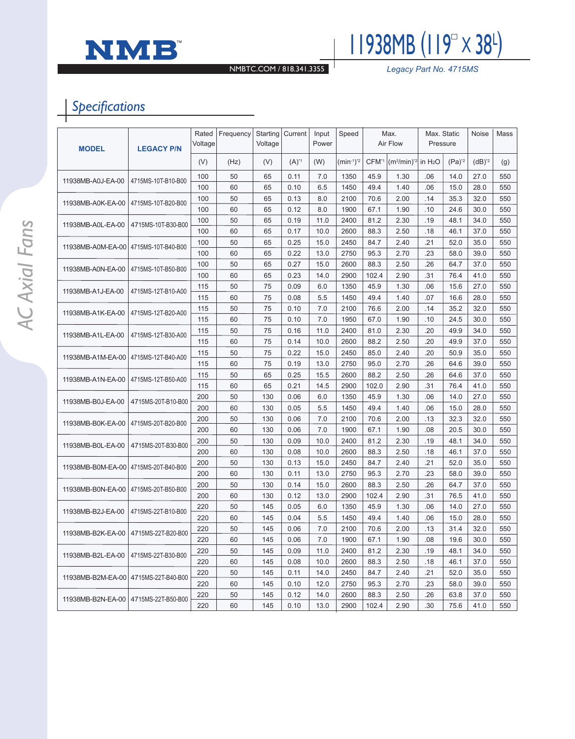# 11938MB (119□ X 38L)

NMBTC.COM / 818.341.3355

*Legacy Part No. 4715MS*

## *Specifications*

| MODEL | LEGACY P/N | Rated Voltage | Frequency | Starting Voltage | Current | Input Power | Speed | Max. Air Flow | | Max. Static Pressure | | Noise | Mass |
|---|---|---|---|---|---|---|---|---|---|---|---|---|---|
| | | (V) | (Hz) | (V) | (A)[*1] | (W) | ($min^{-1}$)[*2] | CFM[*1] | ($m^3$/min)[*2] | in $H_2O$ | (Pa)[*2] | (dB)[*2] | (g) |
| 11938MB-A0J-EA-00 | 4715MS-10T-B10-B00 | 100 | 50 | 65 | 0.11 | 7.0 | 1350 | 45.9 | 1.30 | .06 | 14.0 | 27.0 | 550 |
| | | 100 | 60 | 65 | 0.10 | 6.5 | 1450 | 49.4 | 1.40 | .06 | 15.0 | 28.0 | 550 |
| 11938MB-A0K-EA-00 | 4715MS-10T-B20-B00 | 100 | 50 | 65 | 0.13 | 8.0 | 2100 | 70.6 | 2.00 | .14 | 35.3 | 32.0 | 550 |
| | | 100 | 60 | 65 | 0.12 | 8.0 | 1900 | 67.1 | 1.90 | .10 | 24.6 | 30.0 | 550 |
| 11938MB-A0L-EA-00 | 4715MS-10T-B30-B00 | 100 | 50 | 65 | 0.19 | 11.0 | 2400 | 81.2 | 2.30 | .19 | 48.1 | 34.0 | 550 |
| | | 100 | 60 | 65 | 0.17 | 10.0 | 2600 | 88.3 | 2.50 | .18 | 46.1 | 37.0 | 550 |
| 11938MB-A0M-EA-00 | 4715MS-10T-B40-B00 | 100 | 50 | 65 | 0.25 | 15.0 | 2450 | 84.7 | 2.40 | .21 | 52.0 | 35.0 | 550 |
| | | 100 | 60 | 65 | 0.22 | 13.0 | 2750 | 95.3 | 2.70 | .23 | 58.0 | 39.0 | 550 |
| 11938MB-A0N-EA-00 | 4715MS-10T-B50-B00 | 100 | 50 | 65 | 0.27 | 15.0 | 2600 | 88.3 | 2.50 | .26 | 64.7 | 37.0 | 550 |
| | | 100 | 60 | 65 | 0.23 | 14.0 | 2900 | 102.4 | 2.90 | .31 | 76.4 | 41.0 | 550 |
| 11938MB-A1J-EA-00 | 4715MS-12T-B10-A00 | 115 | 50 | 75 | 0.09 | 6.0 | 1350 | 45.9 | 1.30 | .06 | 15.6 | 27.0 | 550 |
| | | 115 | 60 | 75 | 0.08 | 5.5 | 1450 | 49.4 | 1.40 | .07 | 16.6 | 28.0 | 550 |
| 11938MB-A1K-EA-00 | 4715MS-12T-B20-A00 | 115 | 50 | 75 | 0.10 | 7.0 | 2100 | 76.6 | 2.00 | .14 | 35.2 | 32.0 | 550 |
| | | 115 | 60 | 75 | 0.10 | 7.0 | 1950 | 67.0 | 1.90 | .10 | 24.5 | 30.0 | 550 |
| 11938MB-A1L-EA-00 | 4715MS-12T-B30-A00 | 115 | 50 | 75 | 0.16 | 11.0 | 2400 | 81.0 | 2.30 | .20 | 49.9 | 34.0 | 550 |
| | | 115 | 60 | 75 | 0.14 | 10.0 | 2600 | 88.2 | 2.50 | .20 | 49.9 | 37.0 | 550 |
| 11938MB-A1M-EA-00 | 4715MS-12T-B40-A00 | 115 | 50 | 75 | 0.22 | 15.0 | 2450 | 85.0 | 2.40 | .20 | 50.9 | 35.0 | 550 |
| | | 115 | 60 | 75 | 0.19 | 13.0 | 2750 | 95.0 | 2.70 | .26 | 64.6 | 39.0 | 550 |
| 11938MB-A1N-EA-00 | 4715MS-12T-B50-A00 | 115 | 50 | 65 | 0.25 | 15.5 | 2600 | 88.2 | 2.50 | .26 | 64.6 | 37.0 | 550 |
| | | 115 | 60 | 65 | 0.21 | 14.5 | 2900 | 102.0 | 2.90 | .31 | 76.4 | 41.0 | 550 |
| 11938MB-B0J-EA-00 | 4715MS-20T-B10-B00 | 200 | 50 | 130 | 0.06 | 6.0 | 1350 | 45.9 | 1.30 | .06 | 14.0 | 27.0 | 550 |
| | | 200 | 60 | 130 | 0.05 | 5.5 | 1450 | 49.4 | 1.40 | .06 | 15.0 | 28.0 | 550 |
| 11938MB-B0K-EA-00 | 4715MS-20T-B20-B00 | 200 | 50 | 130 | 0.06 | 7.0 | 2100 | 70.6 | 2.00 | .13 | 32.3 | 32.0 | 550 |
| | | 200 | 60 | 130 | 0.06 | 7.0 | 1900 | 67.1 | 1.90 | .08 | 20.5 | 30.0 | 550 |
| 11938MB-B0L-EA-00 | 4715MS-20T-B30-B00 | 200 | 50 | 130 | 0.09 | 10.0 | 2400 | 81.2 | 2.30 | .19 | 48.1 | 34.0 | 550 |
| | | 200 | 60 | 130 | 0.08 | 10.0 | 2600 | 88.3 | 2.50 | .18 | 46.1 | 37.0 | 550 |
| 11938MB-B0M-EA-00 | 4715MS-20T-B40-B00 | 200 | 50 | 130 | 0.13 | 15.0 | 2450 | 84.7 | 2.40 | .21 | 52.0 | 35.0 | 550 |
| | | 200 | 60 | 130 | 0.11 | 13.0 | 2750 | 95.3 | 2.70 | .23 | 58.0 | 39.0 | 550 |
| 11938MB-B0N-EA-00 | 4715MS-20T-B50-B00 | 200 | 50 | 130 | 0.14 | 15.0 | 2600 | 88.3 | 2.50 | .26 | 64.7 | 37.0 | 550 |
| | | 200 | 60 | 130 | 0.12 | 13.0 | 2900 | 102.4 | 2.90 | .31 | 76.5 | 41.0 | 550 |
| 11938MB-B2J-EA-00 | 4715MS-22T-B10-B00 | 220 | 50 | 145 | 0.05 | 6.0 | 1350 | 45.9 | 1.30 | .06 | 14.0 | 27.0 | 550 |
| | | 220 | 60 | 145 | 0.04 | 5.5 | 1450 | 49.4 | 1.40 | .06 | 15.0 | 28.0 | 550 |
| 11938MB-B2K-EA-00 | 4715MS-22T-B20-B00 | 220 | 50 | 145 | 0.06 | 7.0 | 2100 | 70.6 | 2.00 | .13 | 31.4 | 32.0 | 550 |
| | | 220 | 60 | 145 | 0.06 | 7.0 | 1900 | 67.1 | 1.90 | .08 | 19.6 | 30.0 | 550 |
| 11938MB-B2L-EA-00 | 4715MS-22T-B30-B00 | 220 | 50 | 145 | 0.09 | 11.0 | 2400 | 81.2 | 2.30 | .19 | 48.1 | 34.0 | 550 |
| | | 220 | 60 | 145 | 0.08 | 10.0 | 2600 | 88.3 | 2.50 | .18 | 46.1 | 37.0 | 550 |
| 11938MB-B2M-EA-00 | 4715MS-22T-B40-B00 | 220 | 50 | 145 | 0.11 | 14.0 | 2450 | 84.7 | 2.40 | .21 | 52.0 | 35.0 | 550 |
| | | 220 | 60 | 145 | 0.10 | 12.0 | 2750 | 95.3 | 2.70 | .23 | 58.0 | 39.0 | 550 |
| 11938MB-B2N-EA-00 | 4715MS-22T-B50-B00 | 220 | 50 | 145 | 0.12 | 14.0 | 2600 | 88.3 | 2.50 | .26 | 63.8 | 37.0 | 550 |
| | | 220 | 60 | 145 | 0.10 | 13.0 | 2900 | 102.4 | 2.90 | .30 | 75.6 | 41.0 | 550 |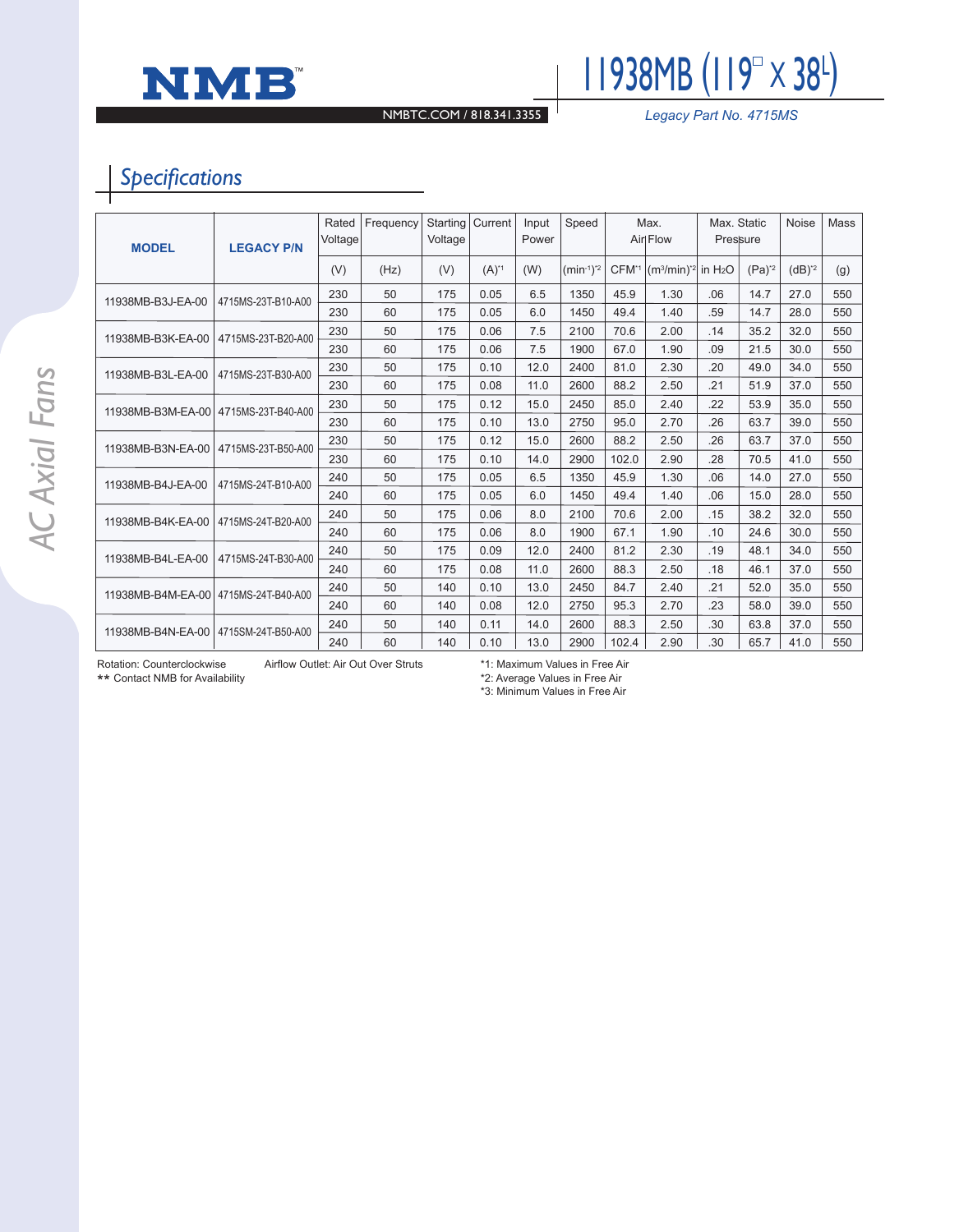# 11938MB (119□ X 38L)

*Legacy Part No. 4715MS*

NMBTC.COM / 818.341.3355

## *Specifications*

| MODEL | LEGACY P/N | Rated Voltage | Frequency | Starting Voltage | Current | Input Power | Speed | Max. Air Flow | | Max. Static Pressure | | Noise | Mass |
|---|---|---|---|---|---|---|---|---|---|---|---|---|---|
| | | (V) | (Hz) | (V) | (A)*1 | (W) | (min-1)*2 | CFM*1 | ($m^3$/min)*2 | in $H_2O$ | (Pa)*2 | (dB)*2 | (g) |
| 11938MB-B3J-EA-00 | 4715MS-23T-B10-A00 | 230 | 50 | 175 | 0.05 | 6.5 | 1350 | 45.9 | 1.30 | .06 | 14.7 | 27.0 | 550 |
| | | 230 | 60 | 175 | 0.05 | 6.0 | 1450 | 49.4 | 1.40 | .59 | 14.7 | 28.0 | 550 |
| 11938MB-B3K-EA-00 | 4715MS-23T-B20-A00 | 230 | 50 | 175 | 0.06 | 7.5 | 2100 | 70.6 | 2.00 | .14 | 35.2 | 32.0 | 550 |
| | | 230 | 60 | 175 | 0.06 | 7.5 | 1900 | 67.0 | 1.90 | .09 | 21.5 | 30.0 | 550 |
| 11938MB-B3L-EA-00 | 4715MS-23T-B30-A00 | 230 | 50 | 175 | 0.10 | 12.0 | 2400 | 81.0 | 2.30 | .20 | 49.0 | 34.0 | 550 |
| | | 230 | 60 | 175 | 0.08 | 11.0 | 2600 | 88.2 | 2.50 | .21 | 51.9 | 37.0 | 550 |
| 11938MB-B3M-EA-00 | 4715MS-23T-B40-A00 | 230 | 50 | 175 | 0.12 | 15.0 | 2450 | 85.0 | 2.40 | .22 | 53.9 | 35.0 | 550 |
| | | 230 | 60 | 175 | 0.10 | 13.0 | 2750 | 95.0 | 2.70 | .26 | 63.7 | 39.0 | 550 |
| 11938MB-B3N-EA-00 | 4715MS-23T-B50-A00 | 230 | 50 | 175 | 0.12 | 15.0 | 2600 | 88.2 | 2.50 | .26 | 63.7 | 37.0 | 550 |
| | | 230 | 60 | 175 | 0.10 | 14.0 | 2900 | 102.0 | 2.90 | .28 | 70.5 | 41.0 | 550 |
| 11938MB-B4J-EA-00 | 4715MS-24T-B10-A00 | 240 | 50 | 175 | 0.05 | 6.5 | 1350 | 45.9 | 1.30 | .06 | 14.0 | 27.0 | 550 |
| | | 240 | 60 | 175 | 0.05 | 6.0 | 1450 | 49.4 | 1.40 | .06 | 15.0 | 28.0 | 550 |
| 11938MB-B4K-EA-00 | 4715MS-24T-B20-A00 | 240 | 50 | 175 | 0.06 | 8.0 | 2100 | 70.6 | 2.00 | .15 | 38.2 | 32.0 | 550 |
| | | 240 | 60 | 175 | 0.06 | 8.0 | 1900 | 67.1 | 1.90 | .10 | 24.6 | 30.0 | 550 |
| 11938MB-B4L-EA-00 | 4715MS-24T-B30-A00 | 240 | 50 | 175 | 0.09 | 12.0 | 2400 | 81.2 | 2.30 | .19 | 48.1 | 34.0 | 550 |
| | | 240 | 60 | 175 | 0.08 | 11.0 | 2600 | 88.3 | 2.50 | .18 | 46.1 | 37.0 | 550 |
| 11938MB-B4M-EA-00 | 4715MS-24T-B40-A00 | 240 | 50 | 140 | 0.10 | 13.0 | 2450 | 84.7 | 2.40 | .21 | 52.0 | 35.0 | 550 |
| | | 240 | 60 | 140 | 0.08 | 12.0 | 2750 | 95.3 | 2.70 | .23 | 58.0 | 39.0 | 550 |
| 11938MB-B4N-EA-00 | 4715SM-24T-B50-A00 | 240 | 50 | 140 | 0.11 | 14.0 | 2600 | 88.3 | 2.50 | .30 | 63.8 | 37.0 | 550 |
| | | 240 | 60 | 140 | 0.10 | 13.0 | 2900 | 102.4 | 2.90 | .30 | 65.7 | 41.0 | 550 |

Rotation: Counterclockwise    Airflow Outlet: Air Out Over Struts

** Contact NMB for Availability

*1: Maximum Values in Free Air

*2: Average Values in Free Air

*3: Minimum Values in Free Air